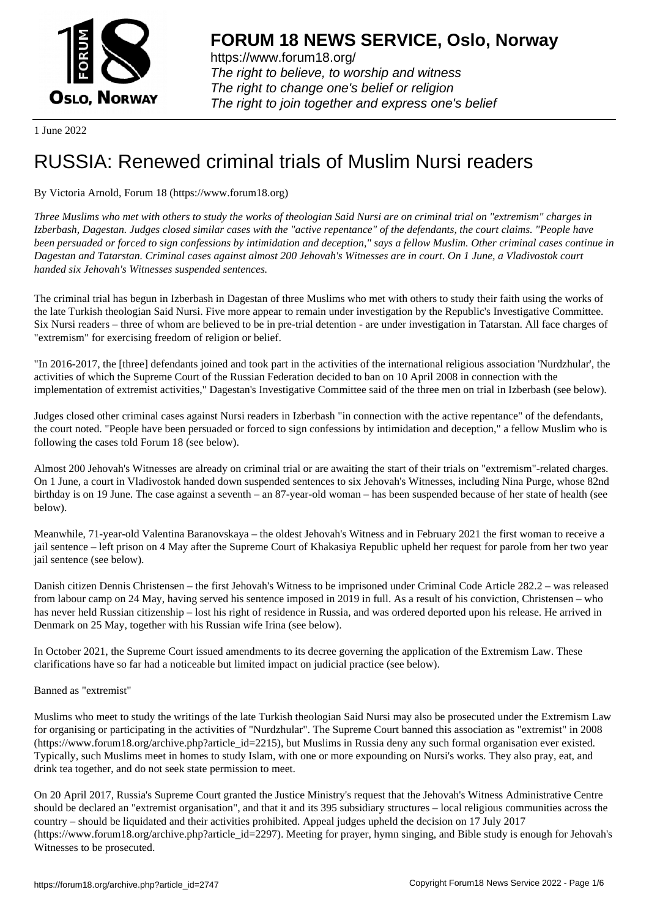1 June 2022

# RUSSIA: Renewed criminal trials of Muslim Nursi readers

By Victoria Arnold, Forum 18 (https://www.forum18.org)

*Three Muslims who met with others to study the works of theologian Said Nursi are on criminal trial on "extremism" charges in Izberbash, Dagestan. Judges closed similar cases with the "active repentance" of the defendants, the court claims. "People have been persuaded or forced to sign confessions by intimidation and deception," says a fellow Muslim. Other criminal cases continue in Dagestan and Tatarstan. Criminal cases against almost 200 Jehovah's Witnesses are in court. On 1 June, a Vladivostok court handed six Jehovah's Witnesses suspended sentences.*

The criminal trial has begun in Izberbash in Dagestan of three Muslims who met with others to study their faith using the works of the late Turkish theologian Said Nursi. Five more appear to remain under investigation by the Republic's Investigative Committee. Six Nursi readers – three of whom are believed to be in pre-trial detention - are under investigation in Tatarstan. All face charges of "extremism" for exercising freedom of religion or belief.

"In 2016-2017, the [three] defendants joined and took part in the activities of the international religious association 'Nurdzhular', the activities of which the Supreme Court of the Russian Federation decided to ban on 10 April 2008 in connection with the implementation of extremist activities," Dagestan's Investigative Committee said of the three men on trial in Izberbash (see below).

Judges closed other criminal cases against Nursi readers in Izberbash "in connection with the active repentance" of the defendants, the court noted. "People have been persuaded or forced to sign confessions by intimidation and deception," a fellow Muslim who is following the cases told Forum 18 (see below).

Almost 200 Jehovah's Witnesses are already on criminal trial or are awaiting the start of their trials on "extremism"-related charges. On 1 June, a court in Vladivostok handed down suspended sentences to six Jehovah's Witnesses, including Nina Purge, whose 82nd birthday is on 19 June. The case against a seventh – an 87-year-old woman – has been suspended because of her state of health (see below).

Meanwhile, 71-year-old Valentina Baranovskaya – the oldest Jehovah's Witness and in February 2021 the first woman to receive a jail sentence – left prison on 4 May after the Supreme Court of Khakasiya Republic upheld her request for parole from her two year jail sentence (see below).

Danish citizen Dennis Christensen – the first Jehovah's Witness to be imprisoned under Criminal Code Article 282.2 – was released from labour camp on 24 May, having served his sentence imposed in 2019 in full. As a result of his conviction, Christensen – who has never held Russian citizenship – lost his right of residence in Russia, and was ordered deported upon his release. He arrived in Denmark on 25 May, together with his Russian wife Irina (see below).

In October 2021, the Supreme Court issued amendments to its decree governing the application of the Extremism Law. These clarifications have so far had a noticeable but limited impact on judicial practice (see below).

Banned as "extremist"

Muslims who meet to study the writings of the late Turkish theologian Said Nursi may also be prosecuted under the Extremism Law for organising or participating in the activities of "Nurdzhular". The Supreme Court banned this association as "extremist" in 2008 (https://www.forum18.org/archive.php?article_id=2215), but Muslims in Russia deny any such formal organisation ever existed. Typically, such Muslims meet in homes to study Islam, with one or more expounding on Nursi's works. They also pray, eat, and drink tea together, and do not seek state permission to meet.

On 20 April 2017, Russia's Supreme Court granted the Justice Ministry's request that the Jehovah's Witness Administrative Centre should be declared an "extremist organisation", and that it and its 395 subsidiary structures – local religious communities across the country – should be liquidated and their activities prohibited. Appeal judges upheld the decision on 17 July 2017 (https://www.forum18.org/archive.php?article_id=2297). Meeting for prayer, hymn singing, and Bible study is enough for Jehovah's Witnesses to be prosecuted.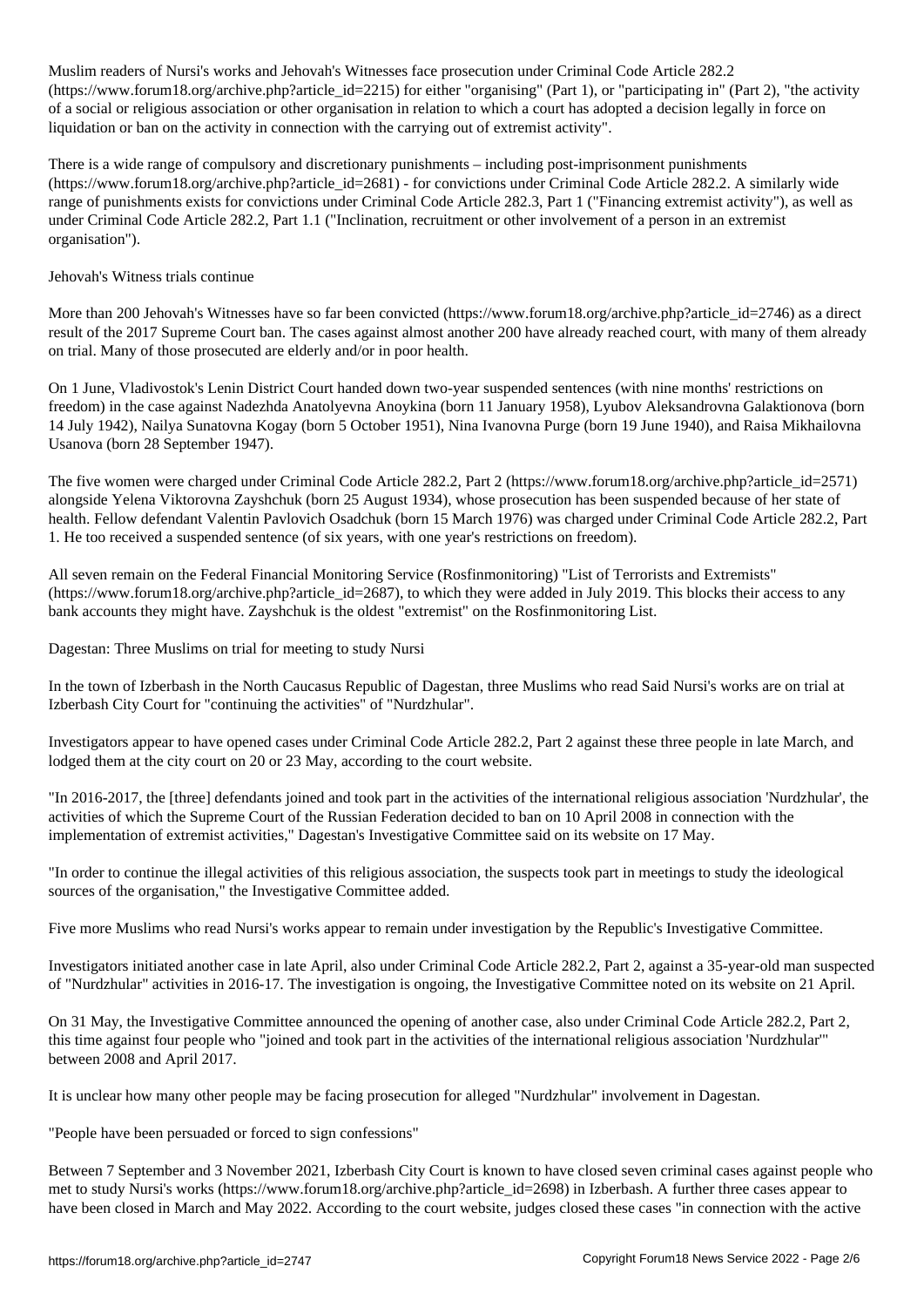Muslim readers of Nursi's works and Jehovah's Witnesses face prosecution under Criminal Code Article 282.2 (https://www.forum18.org/archive.php?article_id=2215) for either "organising" (Part 1), or "participating in" (Part 2), "the activity of a social or religious association or other organisation in relation to which a court has adopted a decision legally in force on liquidation or ban on the activity in connection with the carrying out of extremist activity".

There is a wide range of compulsory and discretionary punishments – including post-imprisonment punishments (https://www.forum18.org/archive.php?article_id=2681) - for convictions under Criminal Code Article 282.2. A similarly wide range of punishments exists for convictions under Criminal Code Article 282.3, Part 1 ("Financing extremist activity"), as well as under Criminal Code Article 282.2, Part 1.1 ("Inclination, recruitment or other involvement of a person in an extremist organisation").

## Jehovah's Witness trials continue

More than 200 Jehovah's Witnesses have so far been convicted (https://www.forum18.org/archive.php?article_id=2746) as a direct result of the 2017 Supreme Court ban. The cases against almost another 200 have already reached court, with many of them already on trial. Many of those prosecuted are elderly and/or in poor health.

On 1 June, Vladivostok's Lenin District Court handed down two-year suspended sentences (with nine months' restrictions on freedom) in the case against Nadezhda Anatolyevna Anoykina (born 11 January 1958), Lyubov Aleksandrovna Galaktionova (born 14 July 1942), Nailya Sunatovna Kogay (born 5 October 1951), Nina Ivanovna Purge (born 19 June 1940), and Raisa Mikhailovna Usanova (born 28 September 1947).

The five women were charged under Criminal Code Article 282.2, Part 2 (https://www.forum18.org/archive.php?article_id=2571) alongside Yelena Viktorovna Zayshchuk (born 25 August 1934), whose prosecution has been suspended because of her state of health. Fellow defendant Valentin Pavlovich Osadchuk (born 15 March 1976) was charged under Criminal Code Article 282.2, Part 1. He too received a suspended sentence (of six years, with one year's restrictions on freedom).

All seven remain on the Federal Financial Monitoring Service (Rosfinmonitoring) "List of Terrorists and Extremists" (https://www.forum18.org/archive.php?article_id=2687), to which they were added in July 2019. This blocks their access to any bank accounts they might have. Zayshchuk is the oldest "extremist" on the Rosfinmonitoring List.

## Dagestan: Three Muslims on trial for meeting to study Nursi

In the town of Izberbash in the North Caucasus Republic of Dagestan, three Muslims who read Said Nursi's works are on trial at Izberbash City Court for "continuing the activities" of "Nurdzhular".

Investigators appear to have opened cases under Criminal Code Article 282.2, Part 2 against these three people in late March, and lodged them at the city court on 20 or 23 May, according to the court website.

"In 2016-2017, the [three] defendants joined and took part in the activities of the international religious association 'Nurdzhular', the activities of which the Supreme Court of the Russian Federation decided to ban on 10 April 2008 in connection with the implementation of extremist activities," Dagestan's Investigative Committee said on its website on 17 May.

"In order to continue the illegal activities of this religious association, the suspects took part in meetings to study the ideological sources of the organisation," the Investigative Committee added.

Five more Muslims who read Nursi's works appear to remain under investigation by the Republic's Investigative Committee.

Investigators initiated another case in late April, also under Criminal Code Article 282.2, Part 2, against a 35-year-old man suspected of "Nurdzhular" activities in 2016-17. The investigation is ongoing, the Investigative Committee noted on its website on 21 April.

On 31 May, the Investigative Committee announced the opening of another case, also under Criminal Code Article 282.2, Part 2, this time against four people who "joined and took part in the activities of the international religious association 'Nurdzhular'" between 2008 and April 2017.

It is unclear how many other people may be facing prosecution for alleged "Nurdzhular" involvement in Dagestan.

## "People have been persuaded or forced to sign confessions"

Between 7 September and 3 November 2021, Izberbash City Court is known to have closed seven criminal cases against people who met to study Nursi's works (https://www.forum18.org/archive.php?article_id=2698) in Izberbash. A further three cases appear to have been closed in March and May 2022. According to the court website, judges closed these cases "in connection with the active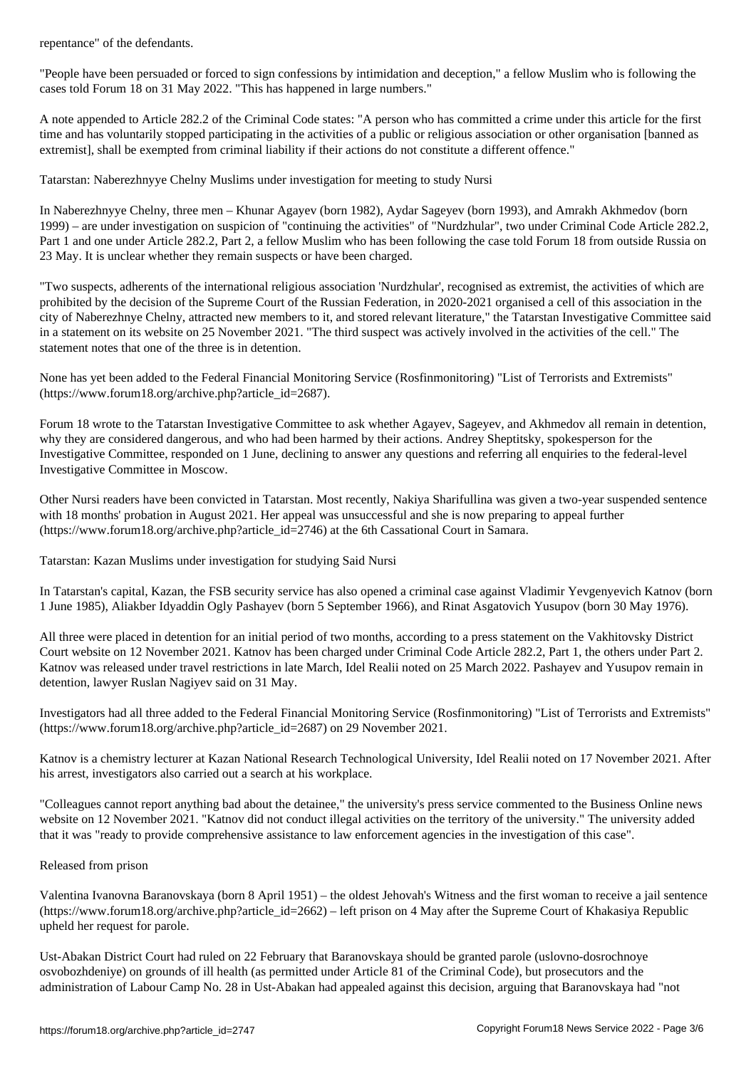repentance" of the defendants.

"People have been persuaded or forced to sign confessions by intimidation and deception," a fellow Muslim who is following the cases told Forum 18 on 31 May 2022. "This has happened in large numbers."

A note appended to Article 282.2 of the Criminal Code states: "A person who has committed a crime under this article for the first time and has voluntarily stopped participating in the activities of a public or religious association or other organisation [banned as extremist], shall be exempted from criminal liability if their actions do not constitute a different offence."

## Tatarstan: Naberezhnyye Chelny Muslims under investigation for meeting to study Nursi

In Naberezhnyye Chelny, three men – Khunar Agayev (born 1982), Aydar Sageyev (born 1993), and Amrakh Akhmedov (born 1999) – are under investigation on suspicion of "continuing the activities" of "Nurdzhular", two under Criminal Code Article 282.2, Part 1 and one under Article 282.2, Part 2, a fellow Muslim who has been following the case told Forum 18 from outside Russia on 23 May. It is unclear whether they remain suspects or have been charged.

"Two suspects, adherents of the international religious association 'Nurdzhular', recognised as extremist, the activities of which are prohibited by the decision of the Supreme Court of the Russian Federation, in 2020-2021 organised a cell of this association in the city of Naberezhnye Chelny, attracted new members to it, and stored relevant literature," the Tatarstan Investigative Committee said in a statement on its website on 25 November 2021. "The third suspect was actively involved in the activities of the cell." The statement notes that one of the three is in detention.

None has yet been added to the Federal Financial Monitoring Service (Rosfinmonitoring) "List of Terrorists and Extremists" (https://www.forum18.org/archive.php?article_id=2687).

Forum 18 wrote to the Tatarstan Investigative Committee to ask whether Agayev, Sageyev, and Akhmedov all remain in detention, why they are considered dangerous, and who had been harmed by their actions. Andrey Sheptitsky, spokesperson for the Investigative Committee, responded on 1 June, declining to answer any questions and referring all enquiries to the federal-level Investigative Committee in Moscow.

Other Nursi readers have been convicted in Tatarstan. Most recently, Nakiya Sharifullina was given a two-year suspended sentence with 18 months' probation in August 2021. Her appeal was unsuccessful and she is now preparing to appeal further (https://www.forum18.org/archive.php?article_id=2746) at the 6th Cassational Court in Samara.

## Tatarstan: Kazan Muslims under investigation for studying Said Nursi

In Tatarstan's capital, Kazan, the FSB security service has also opened a criminal case against Vladimir Yevgenyevich Katnov (born 1 June 1985), Aliakber Idyaddin Ogly Pashayev (born 5 September 1966), and Rinat Asgatovich Yusupov (born 30 May 1976).

All three were placed in detention for an initial period of two months, according to a press statement on the Vakhitovsky District Court website on 12 November 2021. Katnov has been charged under Criminal Code Article 282.2, Part 1, the others under Part 2. Katnov was released under travel restrictions in late March, Idel Realii noted on 25 March 2022. Pashayev and Yusupov remain in detention, lawyer Ruslan Nagiyev said on 31 May.

Investigators had all three added to the Federal Financial Monitoring Service (Rosfinmonitoring) "List of Terrorists and Extremists" (https://www.forum18.org/archive.php?article_id=2687) on 29 November 2021.

Katnov is a chemistry lecturer at Kazan National Research Technological University, Idel Realii noted on 17 November 2021. After his arrest, investigators also carried out a search at his workplace.

"Colleagues cannot report anything bad about the detainee," the university's press service commented to the Business Online news website on 12 November 2021. "Katnov did not conduct illegal activities on the territory of the university." The university added that it was "ready to provide comprehensive assistance to law enforcement agencies in the investigation of this case".

## Released from prison

Valentina Ivanovna Baranovskaya (born 8 April 1951) – the oldest Jehovah's Witness and the first woman to receive a jail sentence (https://www.forum18.org/archive.php?article_id=2662) – left prison on 4 May after the Supreme Court of Khakasiya Republic upheld her request for parole.

Ust-Abakan District Court had ruled on 22 February that Baranovskaya should be granted parole (uslovno-dosrochnoye osvobozhdeniye) on grounds of ill health (as permitted under Article 81 of the Criminal Code), but prosecutors and the administration of Labour Camp No. 28 in Ust-Abakan had appealed against this decision, arguing that Baranovskaya had "not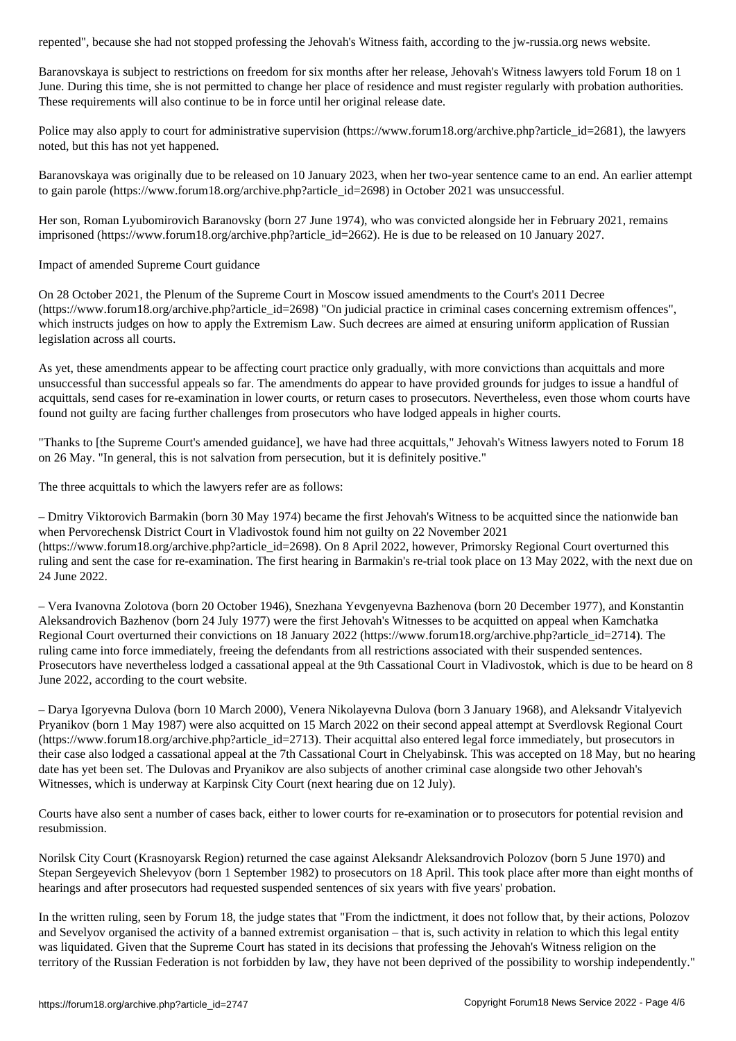repented", because she had not stopped professing the Jehovah's Witness faith, according to the jw-russia.org news website.

Baranovskaya is subject to restrictions on freedom for six months after her release, Jehovah's Witness lawyers told Forum 18 on 1 June. During this time, she is not permitted to change her place of residence and must register regularly with probation authorities. These requirements will also continue to be in force until her original release date.

Police may also apply to court for administrative supervision (https://www.forum18.org/archive.php?article_id=2681), the lawyers noted, but this has not yet happened.

Baranovskaya was originally due to be released on 10 January 2023, when her two-year sentence came to an end. An earlier attempt to gain parole (https://www.forum18.org/archive.php?article_id=2698) in October 2021 was unsuccessful.

Her son, Roman Lyubomirovich Baranovsky (born 27 June 1974), who was convicted alongside her in February 2021, remains imprisoned (https://www.forum18.org/archive.php?article_id=2662). He is due to be released on 10 January 2027.

Impact of amended Supreme Court guidance

On 28 October 2021, the Plenum of the Supreme Court in Moscow issued amendments to the Court's 2011 Decree (https://www.forum18.org/archive.php?article_id=2698) "On judicial practice in criminal cases concerning extremism offences", which instructs judges on how to apply the Extremism Law. Such decrees are aimed at ensuring uniform application of Russian legislation across all courts.

As yet, these amendments appear to be affecting court practice only gradually, with more convictions than acquittals and more unsuccessful than successful appeals so far. The amendments do appear to have provided grounds for judges to issue a handful of acquittals, send cases for re-examination in lower courts, or return cases to prosecutors. Nevertheless, even those whom courts have found not guilty are facing further challenges from prosecutors who have lodged appeals in higher courts.

"Thanks to [the Supreme Court's amended guidance], we have had three acquittals," Jehovah's Witness lawyers noted to Forum 18 on 26 May. "In general, this is not salvation from persecution, but it is definitely positive."

The three acquittals to which the lawyers refer are as follows:

– Dmitry Viktorovich Barmakin (born 30 May 1974) became the first Jehovah's Witness to be acquitted since the nationwide ban when Pervorechensk District Court in Vladivostok found him not guilty on 22 November 2021 (https://www.forum18.org/archive.php?article_id=2698). On 8 April 2022, however, Primorsky Regional Court overturned this ruling and sent the case for re-examination. The first hearing in Barmakin's re-trial took place on 13 May 2022, with the next due on 24 June 2022.

– Vera Ivanovna Zolotova (born 20 October 1946), Snezhana Yevgenyevna Bazhenova (born 20 December 1977), and Konstantin Aleksandrovich Bazhenov (born 24 July 1977) were the first Jehovah's Witnesses to be acquitted on appeal when Kamchatka Regional Court overturned their convictions on 18 January 2022 (https://www.forum18.org/archive.php?article_id=2714). The ruling came into force immediately, freeing the defendants from all restrictions associated with their suspended sentences. Prosecutors have nevertheless lodged a cassational appeal at the 9th Cassational Court in Vladivostok, which is due to be heard on 8 June 2022, according to the court website.

– Darya Igoryevna Dulova (born 10 March 2000), Venera Nikolayevna Dulova (born 3 January 1968), and Aleksandr Vitalyevich Pryanikov (born 1 May 1987) were also acquitted on 15 March 2022 on their second appeal attempt at Sverdlovsk Regional Court (https://www.forum18.org/archive.php?article_id=2713). Their acquittal also entered legal force immediately, but prosecutors in their case also lodged a cassational appeal at the 7th Cassational Court in Chelyabinsk. This was accepted on 18 May, but no hearing date has yet been set. The Dulovas and Pryanikov are also subjects of another criminal case alongside two other Jehovah's Witnesses, which is underway at Karpinsk City Court (next hearing due on 12 July).

Courts have also sent a number of cases back, either to lower courts for re-examination or to prosecutors for potential revision and resubmission.

Norilsk City Court (Krasnoyarsk Region) returned the case against Aleksandr Aleksandrovich Polozov (born 5 June 1970) and Stepan Sergeyevich Shelevyov (born 1 September 1982) to prosecutors on 18 April. This took place after more than eight months of hearings and after prosecutors had requested suspended sentences of six years with five years' probation.

In the written ruling, seen by Forum 18, the judge states that "From the indictment, it does not follow that, by their actions, Polozov and Sevelyov organised the activity of a banned extremist organisation – that is, such activity in relation to which this legal entity was liquidated. Given that the Supreme Court has stated in its decisions that professing the Jehovah's Witness religion on the territory of the Russian Federation is not forbidden by law, they have not been deprived of the possibility to worship independently."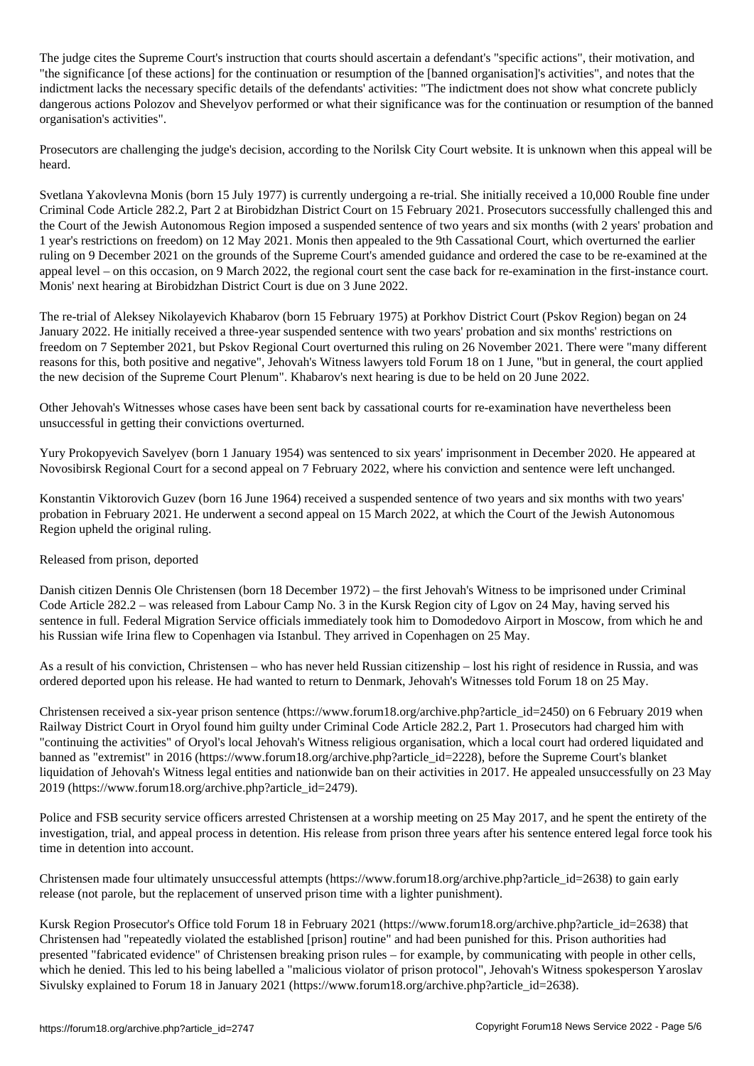The judge cites the Supreme Court's instruction that courts should ascertain a defendant's "specific actions", their motivation, and "the significance [of these actions] for the continuation or resumption of the [banned organisation]'s activities", and notes that the indictment lacks the necessary specific details of the defendants' activities: "The indictment does not show what concrete publicly dangerous actions Polozov and Shevelyov performed or what their significance was for the continuation or resumption of the banned organisation's activities".

Prosecutors are challenging the judge's decision, according to the Norilsk City Court website. It is unknown when this appeal will be heard.

Svetlana Yakovlevna Monis (born 15 July 1977) is currently undergoing a re-trial. She initially received a 10,000 Rouble fine under Criminal Code Article 282.2, Part 2 at Birobidzhan District Court on 15 February 2021. Prosecutors successfully challenged this and the Court of the Jewish Autonomous Region imposed a suspended sentence of two years and six months (with 2 years' probation and 1 year's restrictions on freedom) on 12 May 2021. Monis then appealed to the 9th Cassational Court, which overturned the earlier ruling on 9 December 2021 on the grounds of the Supreme Court's amended guidance and ordered the case to be re-examined at the appeal level – on this occasion, on 9 March 2022, the regional court sent the case back for re-examination in the first-instance court. Monis' next hearing at Birobidzhan District Court is due on 3 June 2022.

The re-trial of Aleksey Nikolayevich Khabarov (born 15 February 1975) at Porkhov District Court (Pskov Region) began on 24 January 2022. He initially received a three-year suspended sentence with two years' probation and six months' restrictions on freedom on 7 September 2021, but Pskov Regional Court overturned this ruling on 26 November 2021. There were "many different reasons for this, both positive and negative", Jehovah's Witness lawyers told Forum 18 on 1 June, "but in general, the court applied the new decision of the Supreme Court Plenum". Khabarov's next hearing is due to be held on 20 June 2022.

Other Jehovah's Witnesses whose cases have been sent back by cassational courts for re-examination have nevertheless been unsuccessful in getting their convictions overturned.

Yury Prokopyevich Savelyev (born 1 January 1954) was sentenced to six years' imprisonment in December 2020. He appeared at Novosibirsk Regional Court for a second appeal on 7 February 2022, where his conviction and sentence were left unchanged.

Konstantin Viktorovich Guzev (born 16 June 1964) received a suspended sentence of two years and six months with two years' probation in February 2021. He underwent a second appeal on 15 March 2022, at which the Court of the Jewish Autonomous Region upheld the original ruling.

## Released from prison, deported

Danish citizen Dennis Ole Christensen (born 18 December 1972) – the first Jehovah's Witness to be imprisoned under Criminal Code Article 282.2 – was released from Labour Camp No. 3 in the Kursk Region city of Lgov on 24 May, having served his sentence in full. Federal Migration Service officials immediately took him to Domodedovo Airport in Moscow, from which he and his Russian wife Irina flew to Copenhagen via Istanbul. They arrived in Copenhagen on 25 May.

As a result of his conviction, Christensen – who has never held Russian citizenship – lost his right of residence in Russia, and was ordered deported upon his release. He had wanted to return to Denmark, Jehovah's Witnesses told Forum 18 on 25 May.

Christensen received a six-year prison sentence (https://www.forum18.org/archive.php?article_id=2450) on 6 February 2019 when Railway District Court in Oryol found him guilty under Criminal Code Article 282.2, Part 1. Prosecutors had charged him with "continuing the activities" of Oryol's local Jehovah's Witness religious organisation, which a local court had ordered liquidated and banned as "extremist" in 2016 (https://www.forum18.org/archive.php?article_id=2228), before the Supreme Court's blanket liquidation of Jehovah's Witness legal entities and nationwide ban on their activities in 2017. He appealed unsuccessfully on 23 May 2019 (https://www.forum18.org/archive.php?article_id=2479).

Police and FSB security service officers arrested Christensen at a worship meeting on 25 May 2017, and he spent the entirety of the investigation, trial, and appeal process in detention. His release from prison three years after his sentence entered legal force took his time in detention into account.

Christensen made four ultimately unsuccessful attempts (https://www.forum18.org/archive.php?article_id=2638) to gain early release (not parole, but the replacement of unserved prison time with a lighter punishment).

Kursk Region Prosecutor's Office told Forum 18 in February 2021 (https://www.forum18.org/archive.php?article_id=2638) that Christensen had "repeatedly violated the established [prison] routine" and had been punished for this. Prison authorities had presented "fabricated evidence" of Christensen breaking prison rules – for example, by communicating with people in other cells, which he denied. This led to his being labelled a "malicious violator of prison protocol", Jehovah's Witness spokesperson Yaroslav Sivulsky explained to Forum 18 in January 2021 (https://www.forum18.org/archive.php?article_id=2638).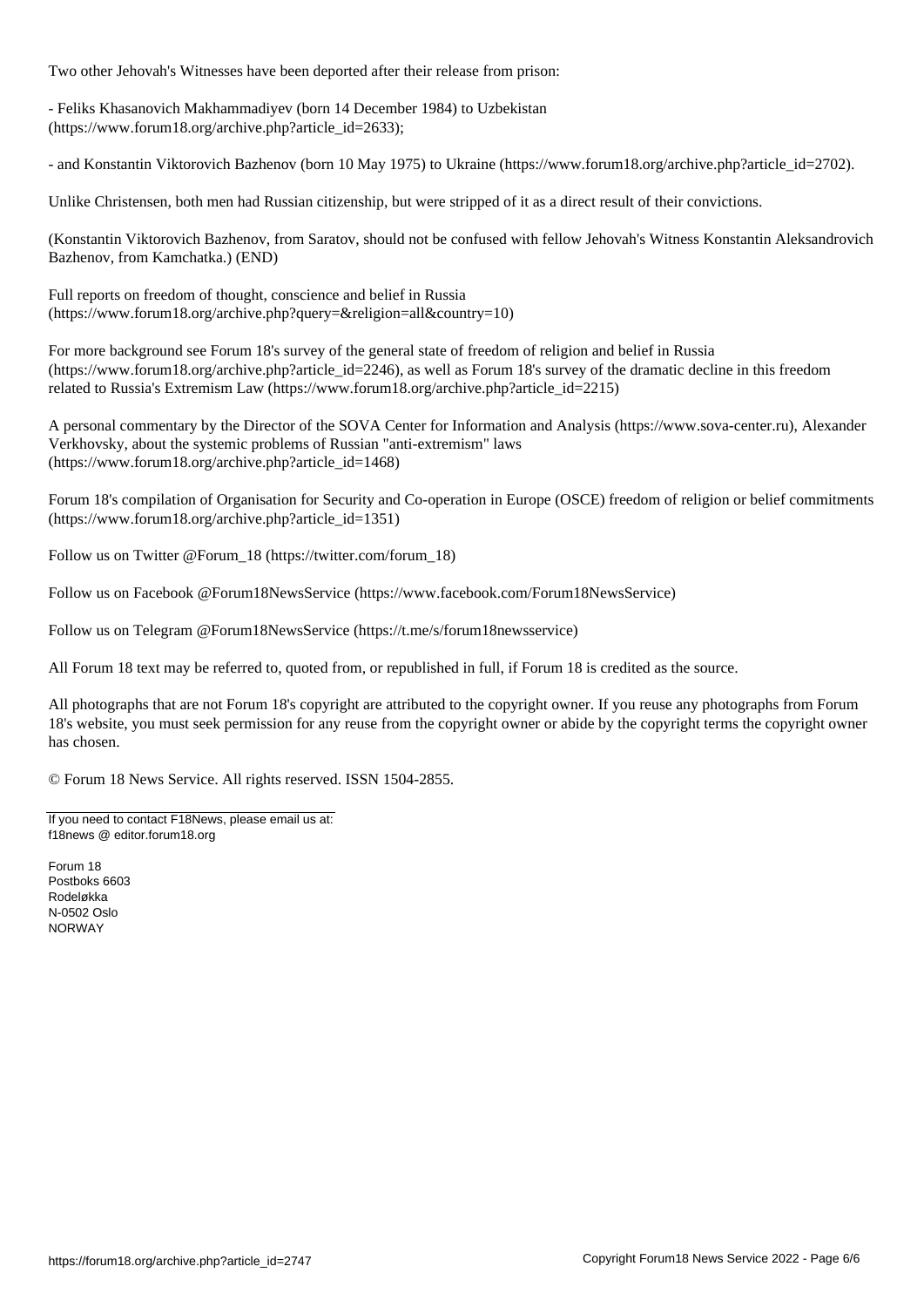Two other Jehovah's Witnesses have been deported after their release from prison:

- Feliks Khasanovich Makhammadiyev (born 14 December 1984) to Uzbekistan (https://www.forum18.org/archive.php?article_id=2633);

- and Konstantin Viktorovich Bazhenov (born 10 May 1975) to Ukraine (https://www.forum18.org/archive.php?article_id=2702).

Unlike Christensen, both men had Russian citizenship, but were stripped of it as a direct result of their convictions.

(Konstantin Viktorovich Bazhenov, from Saratov, should not be confused with fellow Jehovah's Witness Konstantin Aleksandrovich Bazhenov, from Kamchatka.) (END)

Full reports on freedom of thought, conscience and belief in Russia (https://www.forum18.org/archive.php?query=&religion=all&country=10)

For more background see Forum 18's survey of the general state of freedom of religion and belief in Russia (https://www.forum18.org/archive.php?article_id=2246), as well as Forum 18's survey of the dramatic decline in this freedom related to Russia's Extremism Law (https://www.forum18.org/archive.php?article_id=2215)

A personal commentary by the Director of the SOVA Center for Information and Analysis (https://www.sova-center.ru), Alexander Verkhovsky, about the systemic problems of Russian "anti-extremism" laws (https://www.forum18.org/archive.php?article_id=1468)

Forum 18's compilation of Organisation for Security and Co-operation in Europe (OSCE) freedom of religion or belief commitments (https://www.forum18.org/archive.php?article_id=1351)

Follow us on Twitter @Forum_18 (https://twitter.com/forum_18)

Follow us on Facebook @Forum18NewsService (https://www.facebook.com/Forum18NewsService)

Follow us on Telegram @Forum18NewsService (https://t.me/s/forum18newsservice)

All Forum 18 text may be referred to, quoted from, or republished in full, if Forum 18 is credited as the source.

All photographs that are not Forum 18's copyright are attributed to the copyright owner. If you reuse any photographs from Forum 18's website, you must seek permission for any reuse from the copyright owner or abide by the copyright terms the copyright owner has chosen.

© Forum 18 News Service. All rights reserved. ISSN 1504-2855.

If you need to contact F18News, please email us at:
f18news @ editor.forum18.org

Forum 18
Postboks 6603
Rodeløkka
N-0502 Oslo
NORWAY